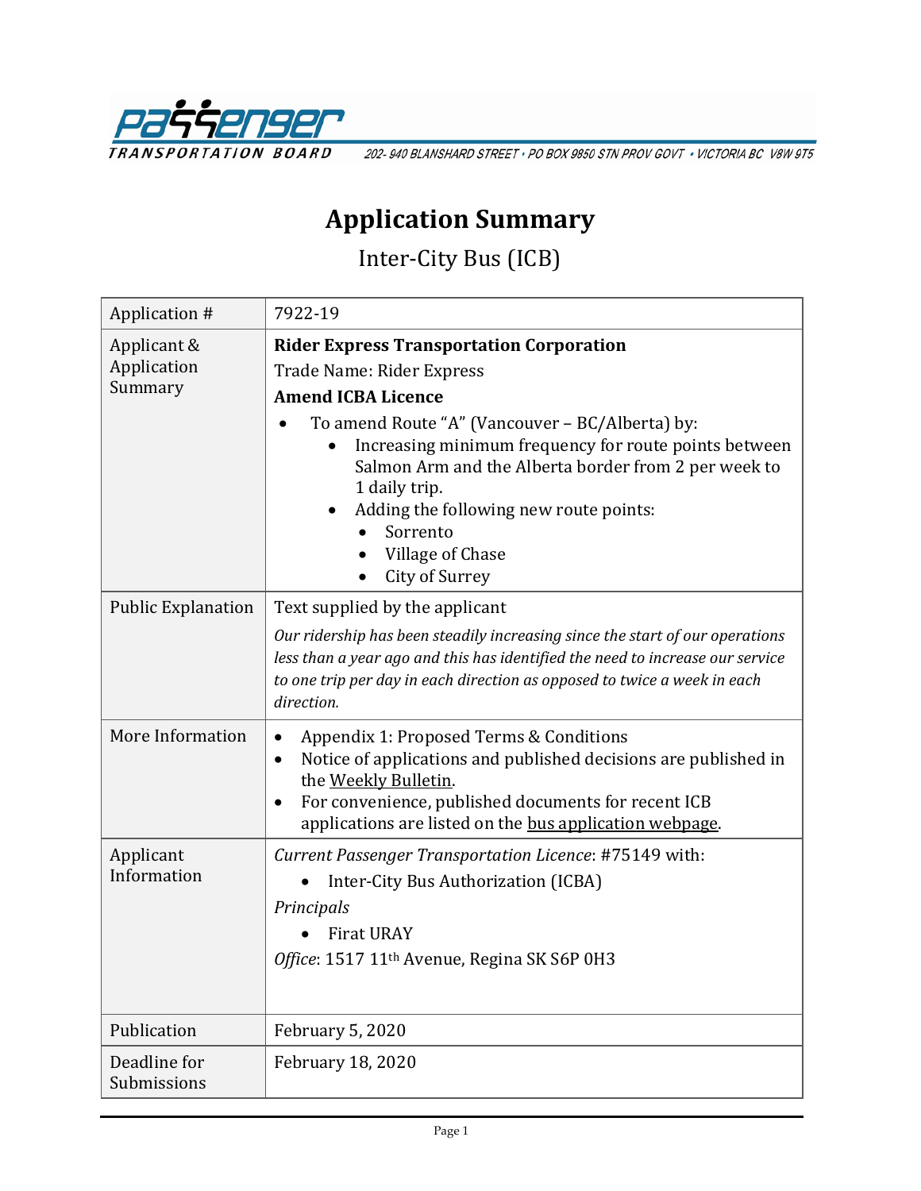PASSENGER TRANSPORTATION BOARD — 202- 940 BLANSHARD STREET • PO BOX 9850 STN PROV GOVT • VICTORIA BC V8W 9T5

# Application Summary

## Inter-City Bus (ICB)

| | |
|---|---|
| Application # | 7922-19 |
| Applicant & Application Summary | **Rider Express Transportation Corporation**<br>Trade Name: Rider Express<br>**Amend ICBA Licence**<br>• To amend Route "A" (Vancouver – BC/Alberta) by:<br>&nbsp;&nbsp;• Increasing minimum frequency for route points between Salmon Arm and the Alberta border from 2 per week to 1 daily trip.<br>&nbsp;&nbsp;• Adding the following new route points:<br>&nbsp;&nbsp;&nbsp;&nbsp;• Sorrento<br>&nbsp;&nbsp;&nbsp;&nbsp;• Village of Chase<br>&nbsp;&nbsp;&nbsp;&nbsp;• City of Surrey |
| Public Explanation | Text supplied by the applicant<br>*Our ridership has been steadily increasing since the start of our operations less than a year ago and this has identified the need to increase our service to one trip per day in each direction as opposed to twice a week in each direction.* |
| More Information | • Appendix 1: Proposed Terms & Conditions<br>• Notice of applications and published decisions are published in the Weekly Bulletin.<br>• For convenience, published documents for recent ICB applications are listed on the bus application webpage. |
| Applicant Information | *Current Passenger Transportation Licence*: #75149 with:<br>• Inter-City Bus Authorization (ICBA)<br>*Principals*<br>• Firat URAY<br>*Office*: 1517 11th Avenue, Regina SK S6P 0H3 |
| Publication | February 5, 2020 |
| Deadline for Submissions | February 18, 2020 |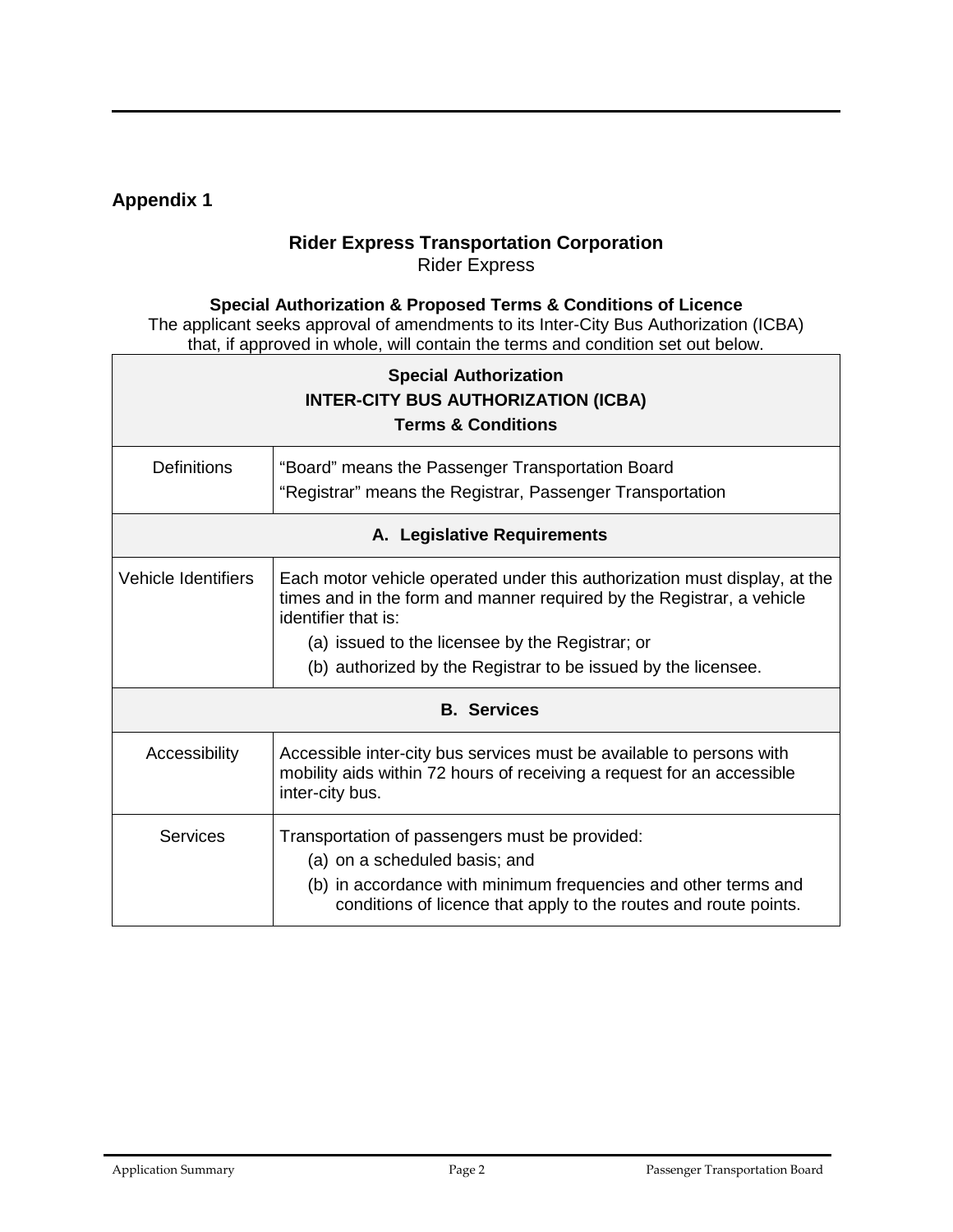## Appendix 1

**Rider Express Transportation Corporation**
Rider Express

**Special Authorization & Proposed Terms & Conditions of Licence**
The applicant seeks approval of amendments to its Inter-City Bus Authorization (ICBA) that, if approved in whole, will contain the terms and condition set out below.

| **Special Authorization INTER-CITY BUS AUTHORIZATION (ICBA) Terms & Conditions** | |
|---|---|
| Definitions | "Board" means the Passenger Transportation Board<br>"Registrar" means the Registrar, Passenger Transportation |
| **A. Legislative Requirements** | |
| Vehicle Identifiers | Each motor vehicle operated under this authorization must display, at the times and in the form and manner required by the Registrar, a vehicle identifier that is:<br>(a) issued to the licensee by the Registrar; or<br>(b) authorized by the Registrar to be issued by the licensee. |
| **B. Services** | |
| Accessibility | Accessible inter-city bus services must be available to persons with mobility aids within 72 hours of receiving a request for an accessible inter-city bus. |
| Services | Transportation of passengers must be provided:<br>(a) on a scheduled basis; and<br>(b) in accordance with minimum frequencies and other terms and conditions of licence that apply to the routes and route points. |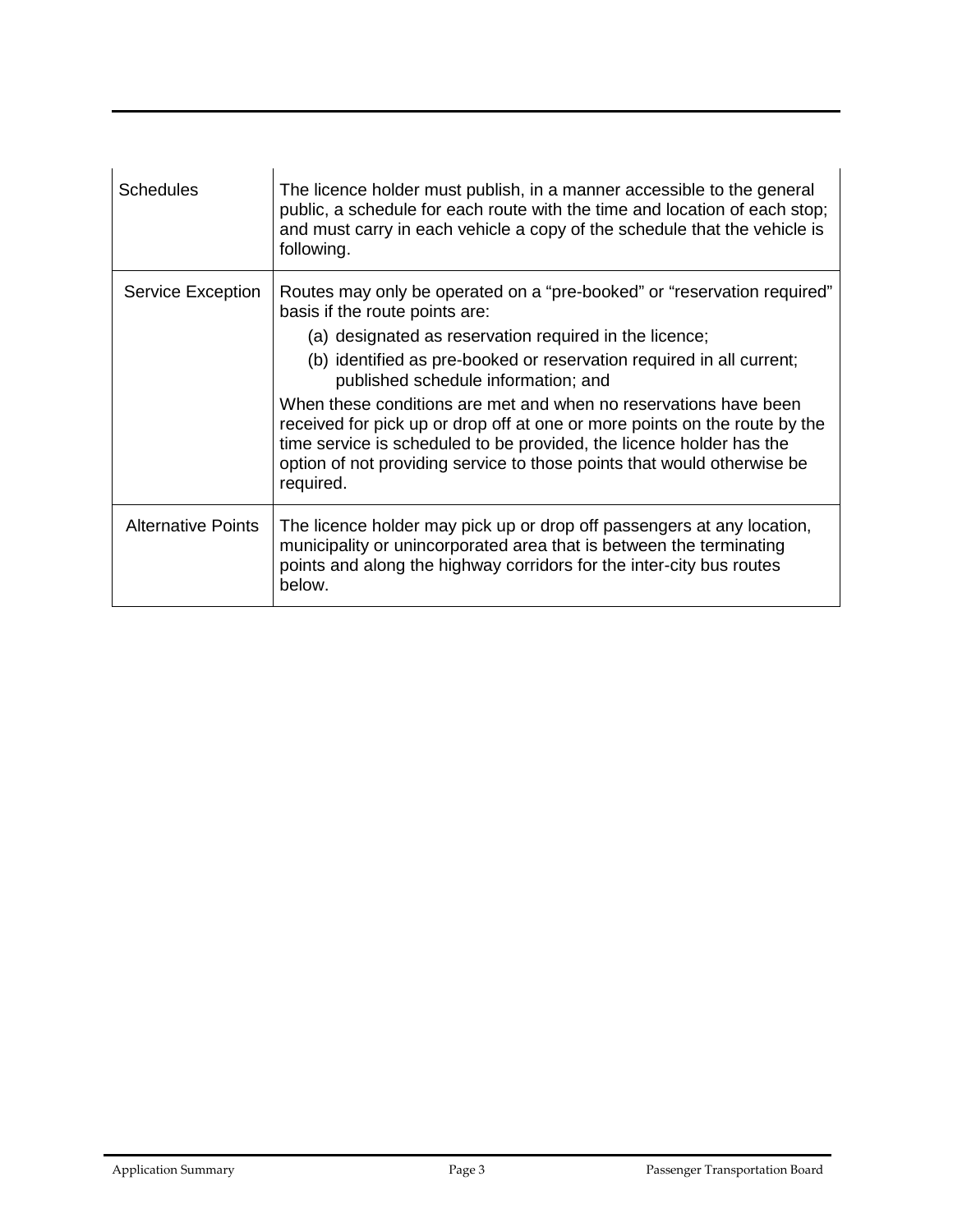| Schedules | The licence holder must publish, in a manner accessible to the general public, a schedule for each route with the time and location of each stop; and must carry in each vehicle a copy of the schedule that the vehicle is following. |
|---|---|
| Service Exception | Routes may only be operated on a "pre-booked" or "reservation required" basis if the route points are:<br>(a) designated as reservation required in the licence;<br>(b) identified as pre-booked or reservation required in all current; published schedule information; and<br>When these conditions are met and when no reservations have been received for pick up or drop off at one or more points on the route by the time service is scheduled to be provided, the licence holder has the option of not providing service to those points that would otherwise be required. |
| Alternative Points | The licence holder may pick up or drop off passengers at any location, municipality or unincorporated area that is between the terminating points and along the highway corridors for the inter-city bus routes below. |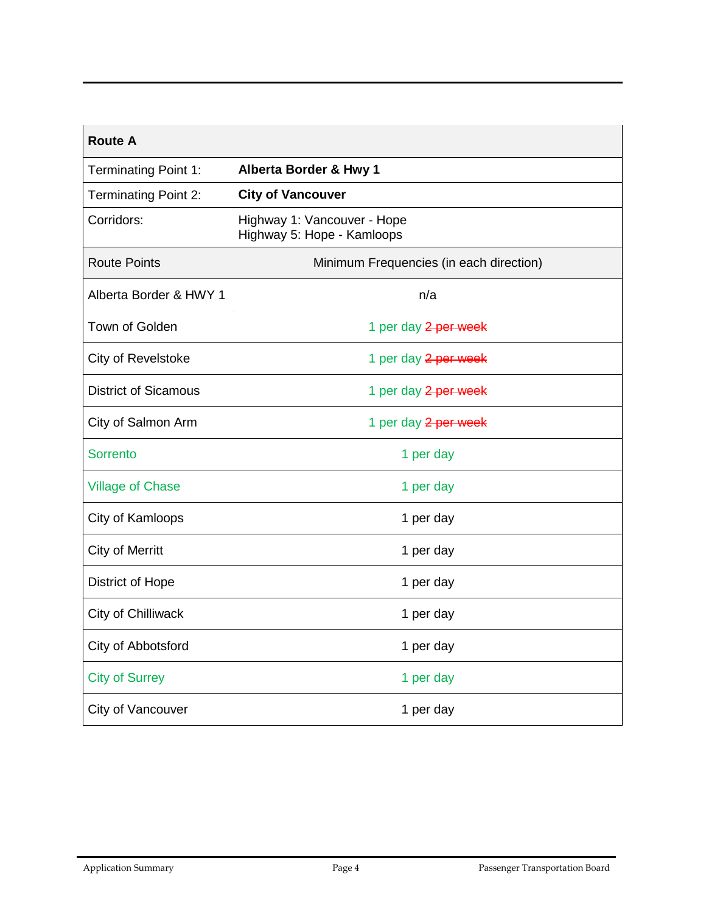| Route A | |
|---|---|
| Terminating Point 1: | **Alberta Border & Hwy 1** |
| Terminating Point 2: | **City of Vancouver** |
| Corridors: | Highway 1: Vancouver - Hope<br>Highway 5: Hope - Kamloops |
| Route Points | Minimum Frequencies (in each direction) |
| Alberta Border & HWY 1 | n/a |
| Town of Golden | 1 per day ~~2 per week~~ |
| City of Revelstoke | 1 per day ~~2 per week~~ |
| District of Sicamous | 1 per day ~~2 per week~~ |
| City of Salmon Arm | 1 per day ~~2 per week~~ |
| Sorrento | 1 per day |
| Village of Chase | 1 per day |
| City of Kamloops | 1 per day |
| City of Merritt | 1 per day |
| District of Hope | 1 per day |
| City of Chilliwack | 1 per day |
| City of Abbotsford | 1 per day |
| City of Surrey | 1 per day |
| City of Vancouver | 1 per day |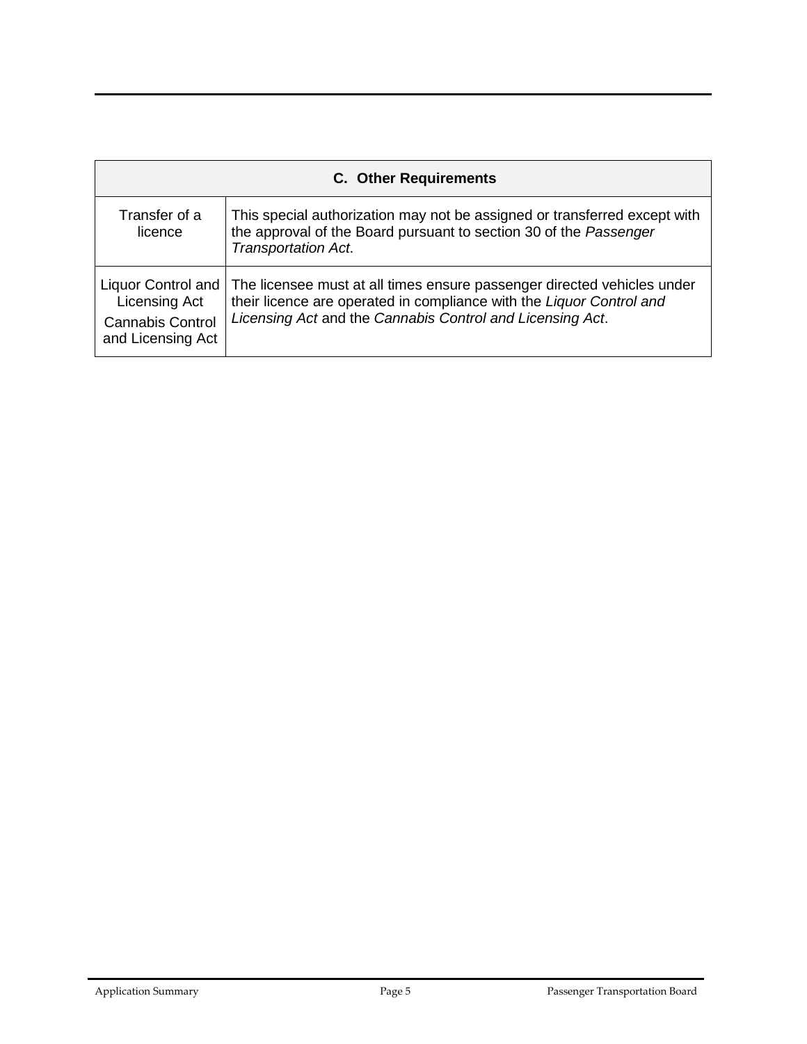| C. Other Requirements | |
|---|---|
| Transfer of a licence | This special authorization may not be assigned or transferred except with the approval of the Board pursuant to section 30 of the *Passenger Transportation Act*. |
| Liquor Control and Licensing Act<br>Cannabis Control and Licensing Act | The licensee must at all times ensure passenger directed vehicles under their licence are operated in compliance with the *Liquor Control and Licensing Act* and the *Cannabis Control and Licensing Act*. |